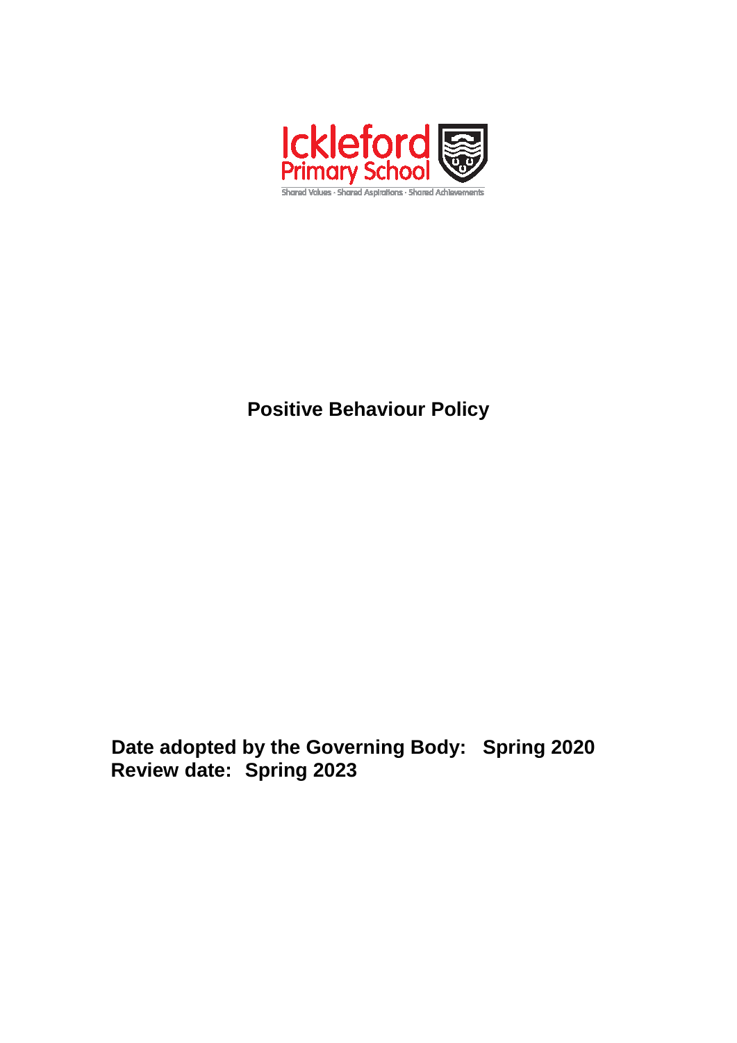Ickleford
Primary School
Shared Values · Shared Aspirations · Shared Achievements

# Positive Behaviour Policy

**Date adopted by the Governing Body: Spring 2020**
**Review date: Spring 2023**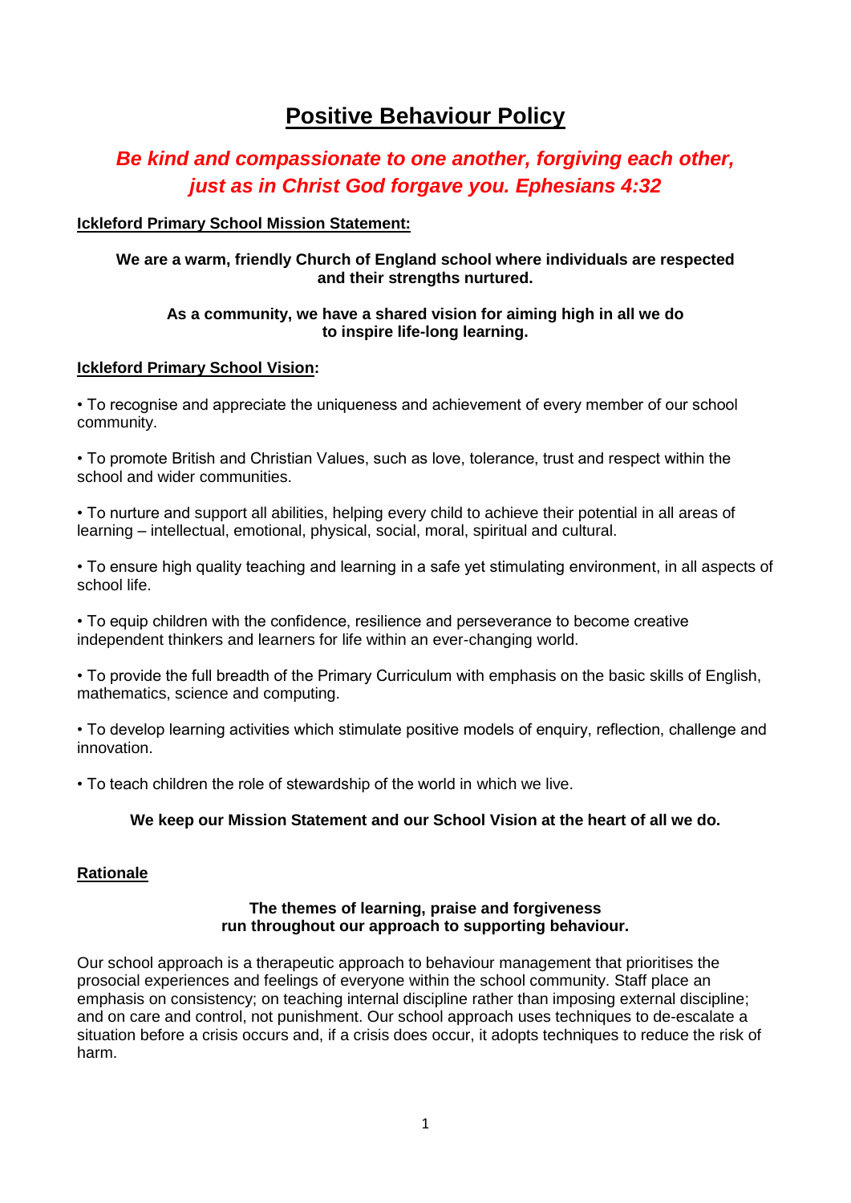# Positive Behaviour Policy

## *Be kind and compassionate to one another, forgiving each other, just as in Christ God forgave you. Ephesians 4:32*

**Ickleford Primary School Mission Statement:**

**We are a warm, friendly Church of England school where individuals are respected and their strengths nurtured.**

**As a community, we have a shared vision for aiming high in all we do to inspire life-long learning.**

**Ickleford Primary School Vision:**

• To recognise and appreciate the uniqueness and achievement of every member of our school community.

• To promote British and Christian Values, such as love, tolerance, trust and respect within the school and wider communities.

• To nurture and support all abilities, helping every child to achieve their potential in all areas of learning – intellectual, emotional, physical, social, moral, spiritual and cultural.

• To ensure high quality teaching and learning in a safe yet stimulating environment, in all aspects of school life.

• To equip children with the confidence, resilience and perseverance to become creative independent thinkers and learners for life within an ever-changing world.

• To provide the full breadth of the Primary Curriculum with emphasis on the basic skills of English, mathematics, science and computing.

• To develop learning activities which stimulate positive models of enquiry, reflection, challenge and innovation.

• To teach children the role of stewardship of the world in which we live.

**We keep our Mission Statement and our School Vision at the heart of all we do.**

**Rationale**

**The themes of learning, praise and forgiveness run throughout our approach to supporting behaviour.**

Our school approach is a therapeutic approach to behaviour management that prioritises the prosocial experiences and feelings of everyone within the school community. Staff place an emphasis on consistency; on teaching internal discipline rather than imposing external discipline; and on care and control, not punishment. Our school approach uses techniques to de-escalate a situation before a crisis occurs and, if a crisis does occur, it adopts techniques to reduce the risk of harm.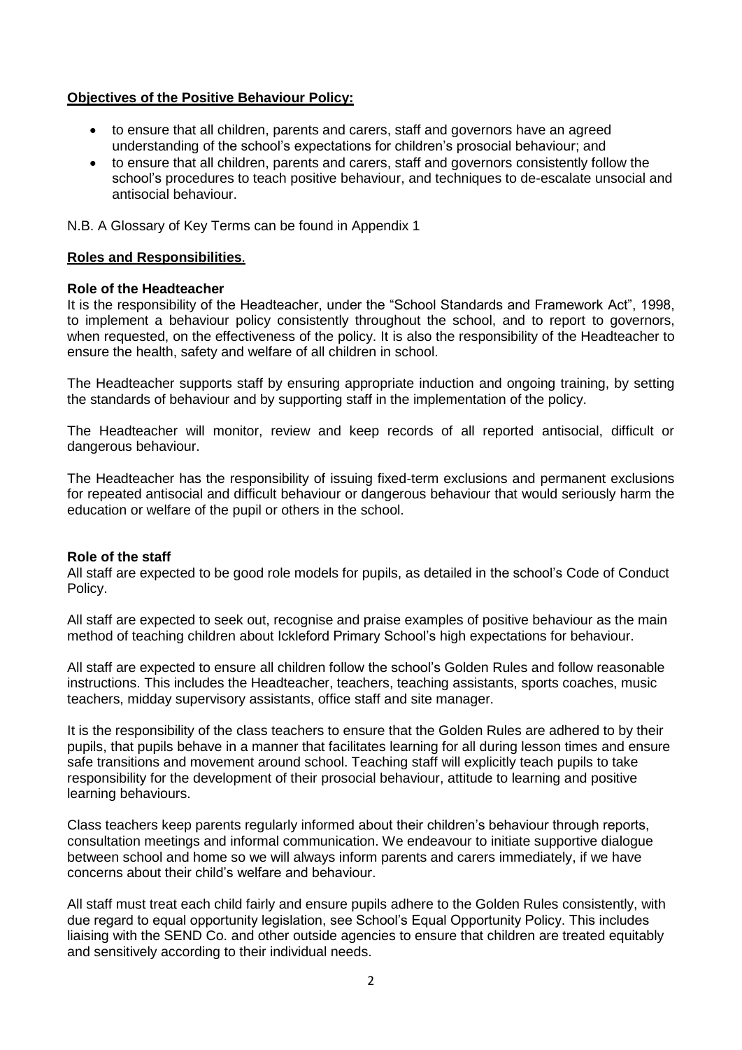## Objectives of the Positive Behaviour Policy:

- to ensure that all children, parents and carers, staff and governors have an agreed understanding of the school's expectations for children's prosocial behaviour; and
- to ensure that all children, parents and carers, staff and governors consistently follow the school's procedures to teach positive behaviour, and techniques to de-escalate unsocial and antisocial behaviour.

N.B. A Glossary of Key Terms can be found in Appendix 1

## Roles and Responsibilities.

### Role of the Headteacher

It is the responsibility of the Headteacher, under the "School Standards and Framework Act", 1998, to implement a behaviour policy consistently throughout the school, and to report to governors, when requested, on the effectiveness of the policy. It is also the responsibility of the Headteacher to ensure the health, safety and welfare of all children in school.

The Headteacher supports staff by ensuring appropriate induction and ongoing training, by setting the standards of behaviour and by supporting staff in the implementation of the policy.

The Headteacher will monitor, review and keep records of all reported antisocial, difficult or dangerous behaviour.

The Headteacher has the responsibility of issuing fixed-term exclusions and permanent exclusions for repeated antisocial and difficult behaviour or dangerous behaviour that would seriously harm the education or welfare of the pupil or others in the school.

### Role of the staff

All staff are expected to be good role models for pupils, as detailed in the school's Code of Conduct Policy.

All staff are expected to seek out, recognise and praise examples of positive behaviour as the main method of teaching children about Ickleford Primary School's high expectations for behaviour.

All staff are expected to ensure all children follow the school's Golden Rules and follow reasonable instructions. This includes the Headteacher, teachers, teaching assistants, sports coaches, music teachers, midday supervisory assistants, office staff and site manager.

It is the responsibility of the class teachers to ensure that the Golden Rules are adhered to by their pupils, that pupils behave in a manner that facilitates learning for all during lesson times and ensure safe transitions and movement around school. Teaching staff will explicitly teach pupils to take responsibility for the development of their prosocial behaviour, attitude to learning and positive learning behaviours.

Class teachers keep parents regularly informed about their children's behaviour through reports, consultation meetings and informal communication. We endeavour to initiate supportive dialogue between school and home so we will always inform parents and carers immediately, if we have concerns about their child's welfare and behaviour.

All staff must treat each child fairly and ensure pupils adhere to the Golden Rules consistently, with due regard to equal opportunity legislation, see School's Equal Opportunity Policy. This includes liaising with the SEND Co. and other outside agencies to ensure that children are treated equitably and sensitively according to their individual needs.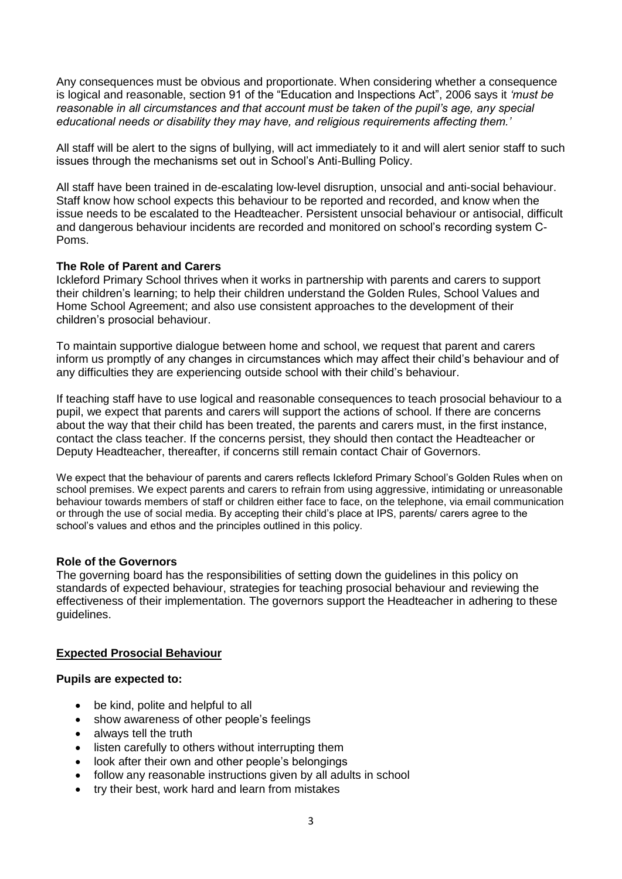Any consequences must be obvious and proportionate. When considering whether a consequence is logical and reasonable, section 91 of the "Education and Inspections Act", 2006 says it *'must be reasonable in all circumstances and that account must be taken of the pupil's age, any special educational needs or disability they may have, and religious requirements affecting them.'*

All staff will be alert to the signs of bullying, will act immediately to it and will alert senior staff to such issues through the mechanisms set out in School's Anti-Bulling Policy.

All staff have been trained in de-escalating low-level disruption, unsocial and anti-social behaviour. Staff know how school expects this behaviour to be reported and recorded, and know when the issue needs to be escalated to the Headteacher. Persistent unsocial behaviour or antisocial, difficult and dangerous behaviour incidents are recorded and monitored on school's recording system C-Poms.

**The Role of Parent and Carers**

Ickleford Primary School thrives when it works in partnership with parents and carers to support their children's learning; to help their children understand the Golden Rules, School Values and Home School Agreement; and also use consistent approaches to the development of their children's prosocial behaviour.

To maintain supportive dialogue between home and school, we request that parent and carers inform us promptly of any changes in circumstances which may affect their child's behaviour and of any difficulties they are experiencing outside school with their child's behaviour.

If teaching staff have to use logical and reasonable consequences to teach prosocial behaviour to a pupil, we expect that parents and carers will support the actions of school. If there are concerns about the way that their child has been treated, the parents and carers must, in the first instance, contact the class teacher. If the concerns persist, they should then contact the Headteacher or Deputy Headteacher, thereafter, if concerns still remain contact Chair of Governors.

We expect that the behaviour of parents and carers reflects Ickleford Primary School's Golden Rules when on school premises. We expect parents and carers to refrain from using aggressive, intimidating or unreasonable behaviour towards members of staff or children either face to face, on the telephone, via email communication or through the use of social media. By accepting their child's place at IPS, parents/ carers agree to the school's values and ethos and the principles outlined in this policy.

**Role of the Governors**

The governing board has the responsibilities of setting down the guidelines in this policy on standards of expected behaviour, strategies for teaching prosocial behaviour and reviewing the effectiveness of their implementation. The governors support the Headteacher in adhering to these guidelines.

## Expected Prosocial Behaviour

**Pupils are expected to:**

- be kind, polite and helpful to all
- show awareness of other people's feelings
- always tell the truth
- listen carefully to others without interrupting them
- look after their own and other people's belongings
- follow any reasonable instructions given by all adults in school
- try their best, work hard and learn from mistakes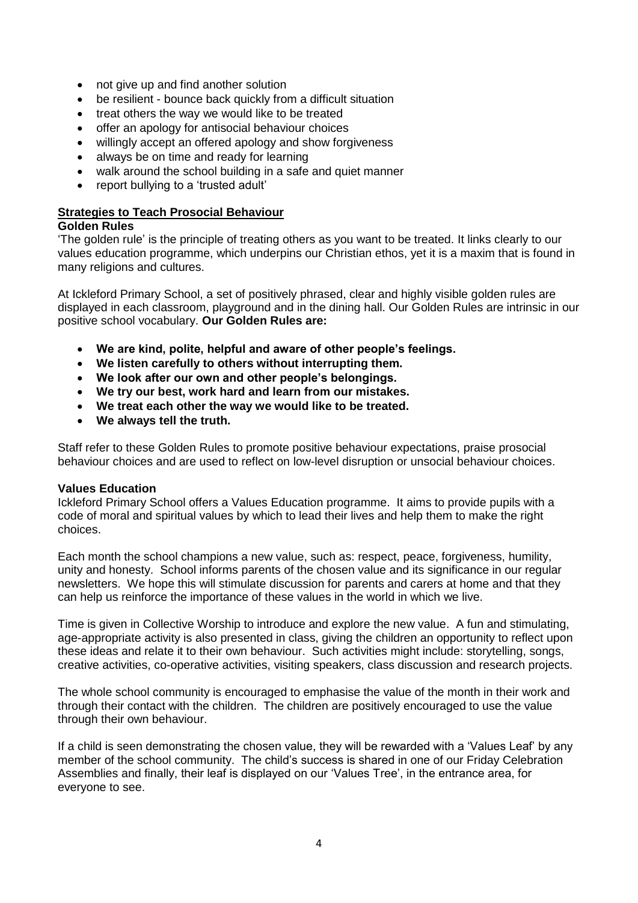- not give up and find another solution
- be resilient - bounce back quickly from a difficult situation
- treat others the way we would like to be treated
- offer an apology for antisocial behaviour choices
- willingly accept an offered apology and show forgiveness
- always be on time and ready for learning
- walk around the school building in a safe and quiet manner
- report bullying to a 'trusted adult'

## Strategies to Teach Prosocial Behaviour

### Golden Rules

'The golden rule' is the principle of treating others as you want to be treated. It links clearly to our values education programme, which underpins our Christian ethos, yet it is a maxim that is found in many religions and cultures.

At Ickleford Primary School, a set of positively phrased, clear and highly visible golden rules are displayed in each classroom, playground and in the dining hall. Our Golden Rules are intrinsic in our positive school vocabulary. **Our Golden Rules are:**

- **We are kind, polite, helpful and aware of other people's feelings.**
- **We listen carefully to others without interrupting them.**
- **We look after our own and other people's belongings.**
- **We try our best, work hard and learn from our mistakes.**
- **We treat each other the way we would like to be treated.**
- **We always tell the truth.**

Staff refer to these Golden Rules to promote positive behaviour expectations, praise prosocial behaviour choices and are used to reflect on low-level disruption or unsocial behaviour choices.

### Values Education

Ickleford Primary School offers a Values Education programme. It aims to provide pupils with a code of moral and spiritual values by which to lead their lives and help them to make the right choices.

Each month the school champions a new value, such as: respect, peace, forgiveness, humility, unity and honesty. School informs parents of the chosen value and its significance in our regular newsletters. We hope this will stimulate discussion for parents and carers at home and that they can help us reinforce the importance of these values in the world in which we live.

Time is given in Collective Worship to introduce and explore the new value. A fun and stimulating, age-appropriate activity is also presented in class, giving the children an opportunity to reflect upon these ideas and relate it to their own behaviour. Such activities might include: storytelling, songs, creative activities, co-operative activities, visiting speakers, class discussion and research projects.

The whole school community is encouraged to emphasise the value of the month in their work and through their contact with the children. The children are positively encouraged to use the value through their own behaviour.

If a child is seen demonstrating the chosen value, they will be rewarded with a 'Values Leaf' by any member of the school community. The child's success is shared in one of our Friday Celebration Assemblies and finally, their leaf is displayed on our 'Values Tree', in the entrance area, for everyone to see.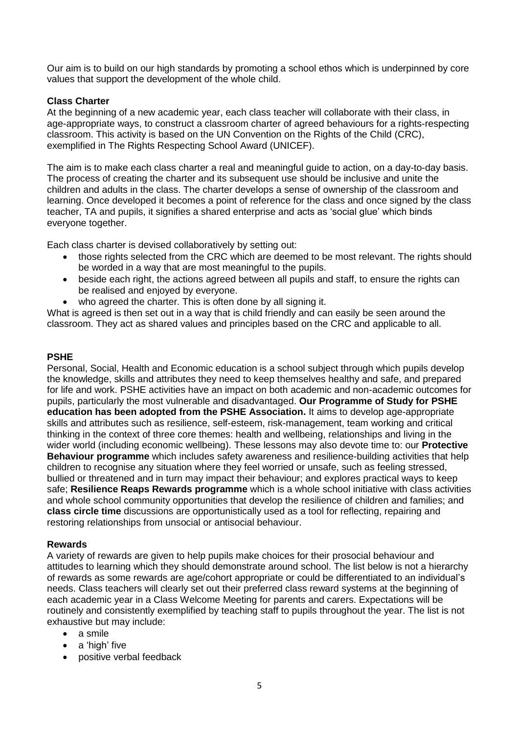Our aim is to build on our high standards by promoting a school ethos which is underpinned by core values that support the development of the whole child.

**Class Charter**

At the beginning of a new academic year, each class teacher will collaborate with their class, in age-appropriate ways, to construct a classroom charter of agreed behaviours for a rights-respecting classroom. This activity is based on the UN Convention on the Rights of the Child (CRC), exemplified in The Rights Respecting School Award (UNICEF).

The aim is to make each class charter a real and meaningful guide to action, on a day-to-day basis. The process of creating the charter and its subsequent use should be inclusive and unite the children and adults in the class. The charter develops a sense of ownership of the classroom and learning. Once developed it becomes a point of reference for the class and once signed by the class teacher, TA and pupils, it signifies a shared enterprise and acts as 'social glue' which binds everyone together.

Each class charter is devised collaboratively by setting out:

- those rights selected from the CRC which are deemed to be most relevant. The rights should be worded in a way that are most meaningful to the pupils.
- beside each right, the actions agreed between all pupils and staff, to ensure the rights can be realised and enjoyed by everyone.
- who agreed the charter. This is often done by all signing it.

What is agreed is then set out in a way that is child friendly and can easily be seen around the classroom. They act as shared values and principles based on the CRC and applicable to all.

**PSHE**

Personal, Social, Health and Economic education is a school subject through which pupils develop the knowledge, skills and attributes they need to keep themselves healthy and safe, and prepared for life and work. PSHE activities have an impact on both academic and non-academic outcomes for pupils, particularly the most vulnerable and disadvantaged. **Our Programme of Study for PSHE education has been adopted from the PSHE Association.** It aims to develop age-appropriate skills and attributes such as resilience, self-esteem, risk-management, team working and critical thinking in the context of three core themes: health and wellbeing, relationships and living in the wider world (including economic wellbeing). These lessons may also devote time to: our **Protective Behaviour programme** which includes safety awareness and resilience-building activities that help children to recognise any situation where they feel worried or unsafe, such as feeling stressed, bullied or threatened and in turn may impact their behaviour; and explores practical ways to keep safe; **Resilience Reaps Rewards programme** which is a whole school initiative with class activities and whole school community opportunities that develop the resilience of children and families; and **class circle time** discussions are opportunistically used as a tool for reflecting, repairing and restoring relationships from unsocial or antisocial behaviour.

**Rewards**

A variety of rewards are given to help pupils make choices for their prosocial behaviour and attitudes to learning which they should demonstrate around school. The list below is not a hierarchy of rewards as some rewards are age/cohort appropriate or could be differentiated to an individual's needs. Class teachers will clearly set out their preferred class reward systems at the beginning of each academic year in a Class Welcome Meeting for parents and carers. Expectations will be routinely and consistently exemplified by teaching staff to pupils throughout the year. The list is not exhaustive but may include:

- a smile
- a 'high' five
- positive verbal feedback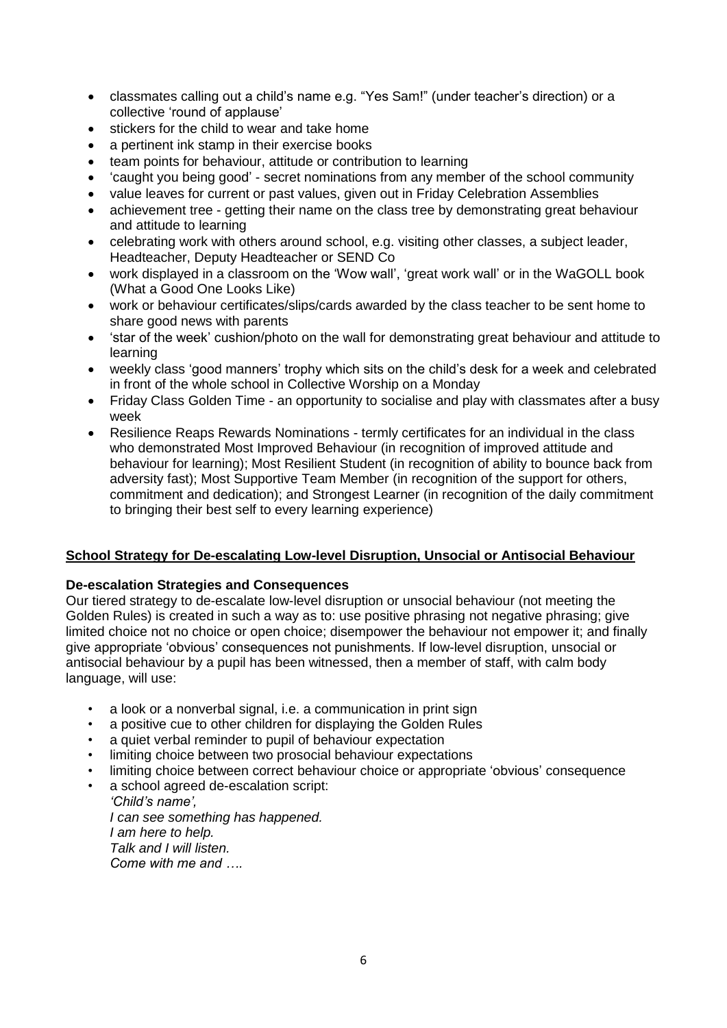- classmates calling out a child's name e.g. "Yes Sam!" (under teacher's direction) or a collective 'round of applause'
- stickers for the child to wear and take home
- a pertinent ink stamp in their exercise books
- team points for behaviour, attitude or contribution to learning
- 'caught you being good' - secret nominations from any member of the school community
- value leaves for current or past values, given out in Friday Celebration Assemblies
- achievement tree - getting their name on the class tree by demonstrating great behaviour and attitude to learning
- celebrating work with others around school, e.g. visiting other classes, a subject leader, Headteacher, Deputy Headteacher or SEND Co
- work displayed in a classroom on the 'Wow wall', 'great work wall' or in the WaGOLL book (What a Good One Looks Like)
- work or behaviour certificates/slips/cards awarded by the class teacher to be sent home to share good news with parents
- 'star of the week' cushion/photo on the wall for demonstrating great behaviour and attitude to learning
- weekly class 'good manners' trophy which sits on the child's desk for a week and celebrated in front of the whole school in Collective Worship on a Monday
- Friday Class Golden Time - an opportunity to socialise and play with classmates after a busy week
- Resilience Reaps Rewards Nominations - termly certificates for an individual in the class who demonstrated Most Improved Behaviour (in recognition of improved attitude and behaviour for learning); Most Resilient Student (in recognition of ability to bounce back from adversity fast); Most Supportive Team Member (in recognition of the support for others, commitment and dedication); and Strongest Learner (in recognition of the daily commitment to bringing their best self to every learning experience)

## School Strategy for De-escalating Low-level Disruption, Unsocial or Antisocial Behaviour

### De-escalation Strategies and Consequences

Our tiered strategy to de-escalate low-level disruption or unsocial behaviour (not meeting the Golden Rules) is created in such a way as to: use positive phrasing not negative phrasing; give limited choice not no choice or open choice; disempower the behaviour not empower it; and finally give appropriate 'obvious' consequences not punishments. If low-level disruption, unsocial or antisocial behaviour by a pupil has been witnessed, then a member of staff, with calm body language, will use:

- a look or a nonverbal signal, i.e. a communication in print sign
- a positive cue to other children for displaying the Golden Rules
- a quiet verbal reminder to pupil of behaviour expectation
- limiting choice between two prosocial behaviour expectations
- limiting choice between correct behaviour choice or appropriate 'obvious' consequence
- a school agreed de-escalation script:
  *'Child's name',*
  *I can see something has happened.*
  *I am here to help.*
  *Talk and I will listen.*
  *Come with me and ….*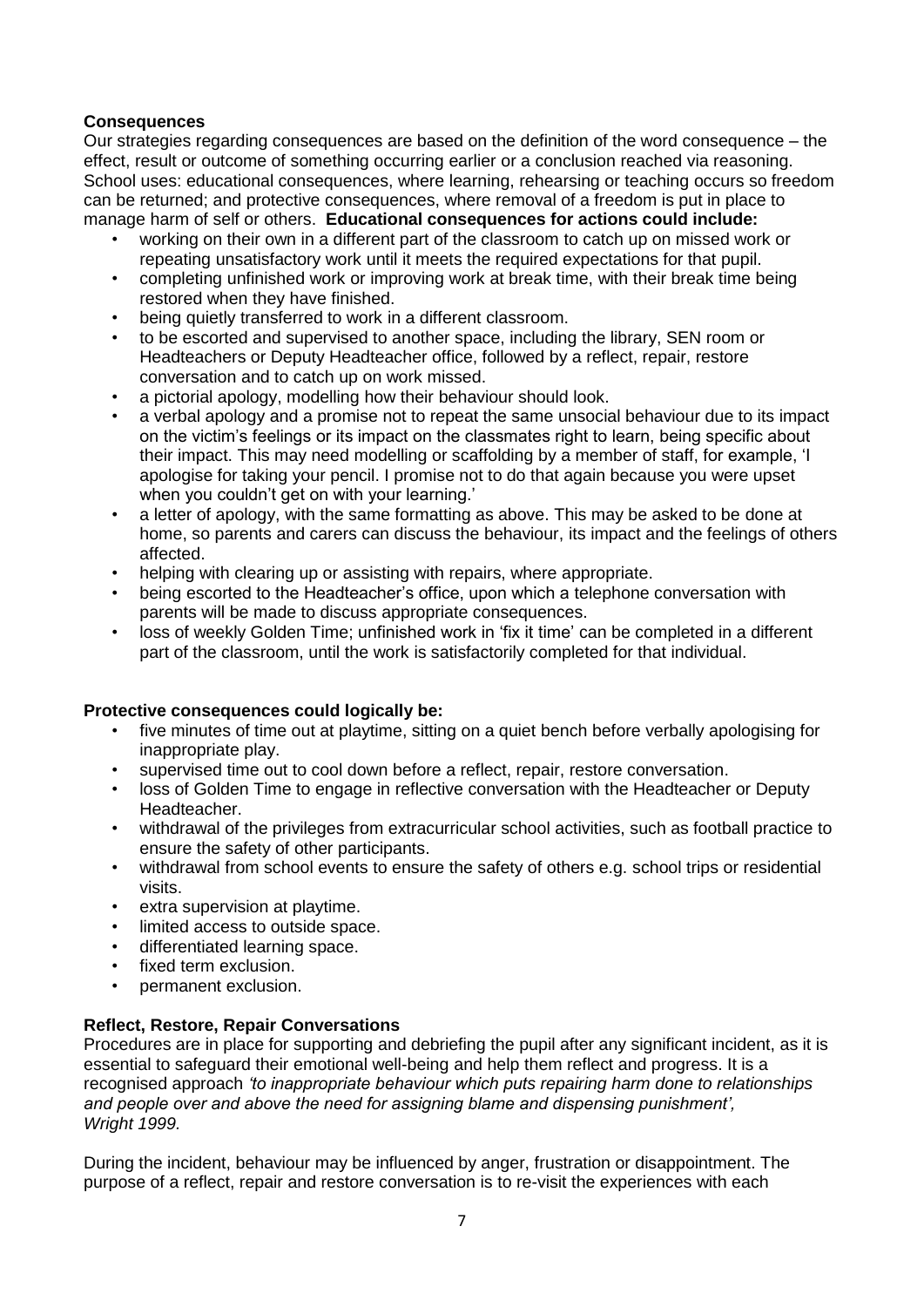**Consequences**

Our strategies regarding consequences are based on the definition of the word consequence – the effect, result or outcome of something occurring earlier or a conclusion reached via reasoning. School uses: educational consequences, where learning, rehearsing or teaching occurs so freedom can be returned; and protective consequences, where removal of a freedom is put in place to manage harm of self or others. **Educational consequences for actions could include:**

- working on their own in a different part of the classroom to catch up on missed work or repeating unsatisfactory work until it meets the required expectations for that pupil.
- completing unfinished work or improving work at break time, with their break time being restored when they have finished.
- being quietly transferred to work in a different classroom.
- to be escorted and supervised to another space, including the library, SEN room or Headteachers or Deputy Headteacher office, followed by a reflect, repair, restore conversation and to catch up on work missed.
- a pictorial apology, modelling how their behaviour should look.
- a verbal apology and a promise not to repeat the same unsocial behaviour due to its impact on the victim's feelings or its impact on the classmates right to learn, being specific about their impact. This may need modelling or scaffolding by a member of staff, for example, 'I apologise for taking your pencil. I promise not to do that again because you were upset when you couldn't get on with your learning.'
- a letter of apology, with the same formatting as above. This may be asked to be done at home, so parents and carers can discuss the behaviour, its impact and the feelings of others affected.
- helping with clearing up or assisting with repairs, where appropriate.
- being escorted to the Headteacher's office, upon which a telephone conversation with parents will be made to discuss appropriate consequences.
- loss of weekly Golden Time; unfinished work in 'fix it time' can be completed in a different part of the classroom, until the work is satisfactorily completed for that individual.

**Protective consequences could logically be:**

- five minutes of time out at playtime, sitting on a quiet bench before verbally apologising for inappropriate play.
- supervised time out to cool down before a reflect, repair, restore conversation.
- loss of Golden Time to engage in reflective conversation with the Headteacher or Deputy Headteacher.
- withdrawal of the privileges from extracurricular school activities, such as football practice to ensure the safety of other participants.
- withdrawal from school events to ensure the safety of others e.g. school trips or residential visits.
- extra supervision at playtime.
- limited access to outside space.
- differentiated learning space.
- fixed term exclusion.
- permanent exclusion.

**Reflect, Restore, Repair Conversations**

Procedures are in place for supporting and debriefing the pupil after any significant incident, as it is essential to safeguard their emotional well-being and help them reflect and progress. It is a recognised approach *'to inappropriate behaviour which puts repairing harm done to relationships and people over and above the need for assigning blame and dispensing punishment', Wright 1999.*

During the incident, behaviour may be influenced by anger, frustration or disappointment. The purpose of a reflect, repair and restore conversation is to re-visit the experiences with each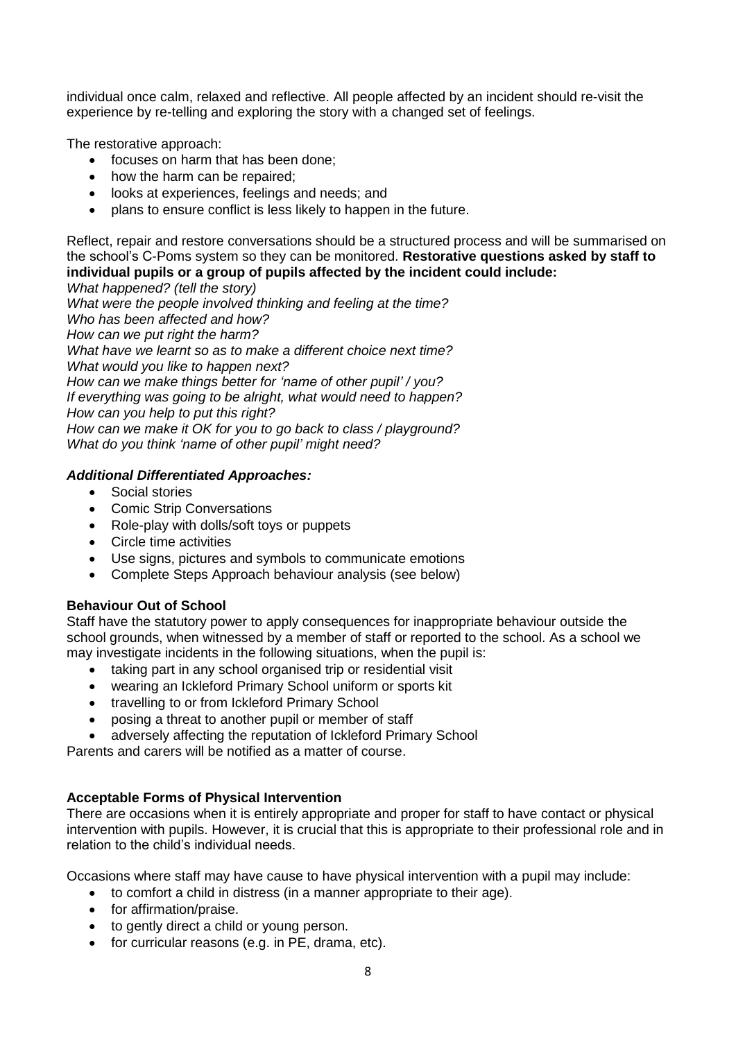individual once calm, relaxed and reflective. All people affected by an incident should re-visit the experience by re-telling and exploring the story with a changed set of feelings.

The restorative approach:

- focuses on harm that has been done;
- how the harm can be repaired;
- looks at experiences, feelings and needs; and
- plans to ensure conflict is less likely to happen in the future.

Reflect, repair and restore conversations should be a structured process and will be summarised on the school's C-Poms system so they can be monitored. **Restorative questions asked by staff to individual pupils or a group of pupils affected by the incident could include:**

*What happened? (tell the story)*
*What were the people involved thinking and feeling at the time?*
*Who has been affected and how?*
*How can we put right the harm?*
*What have we learnt so as to make a different choice next time?*
*What would you like to happen next?*
*How can we make things better for 'name of other pupil' / you?*
*If everything was going to be alright, what would need to happen?*
*How can you help to put this right?*
*How can we make it OK for you to go back to class / playground?*
*What do you think 'name of other pupil' might need?*

***Additional Differentiated Approaches:***

- Social stories
- Comic Strip Conversations
- Role-play with dolls/soft toys or puppets
- Circle time activities
- Use signs, pictures and symbols to communicate emotions
- Complete Steps Approach behaviour analysis (see below)

**Behaviour Out of School**

Staff have the statutory power to apply consequences for inappropriate behaviour outside the school grounds, when witnessed by a member of staff or reported to the school. As a school we may investigate incidents in the following situations, when the pupil is:

- taking part in any school organised trip or residential visit
- wearing an Ickleford Primary School uniform or sports kit
- travelling to or from Ickleford Primary School
- posing a threat to another pupil or member of staff
- adversely affecting the reputation of Ickleford Primary School

Parents and carers will be notified as a matter of course.

**Acceptable Forms of Physical Intervention**

There are occasions when it is entirely appropriate and proper for staff to have contact or physical intervention with pupils. However, it is crucial that this is appropriate to their professional role and in relation to the child's individual needs.

Occasions where staff may have cause to have physical intervention with a pupil may include:

- to comfort a child in distress (in a manner appropriate to their age).
- for affirmation/praise.
- to gently direct a child or young person.
- for curricular reasons (e.g. in PE, drama, etc).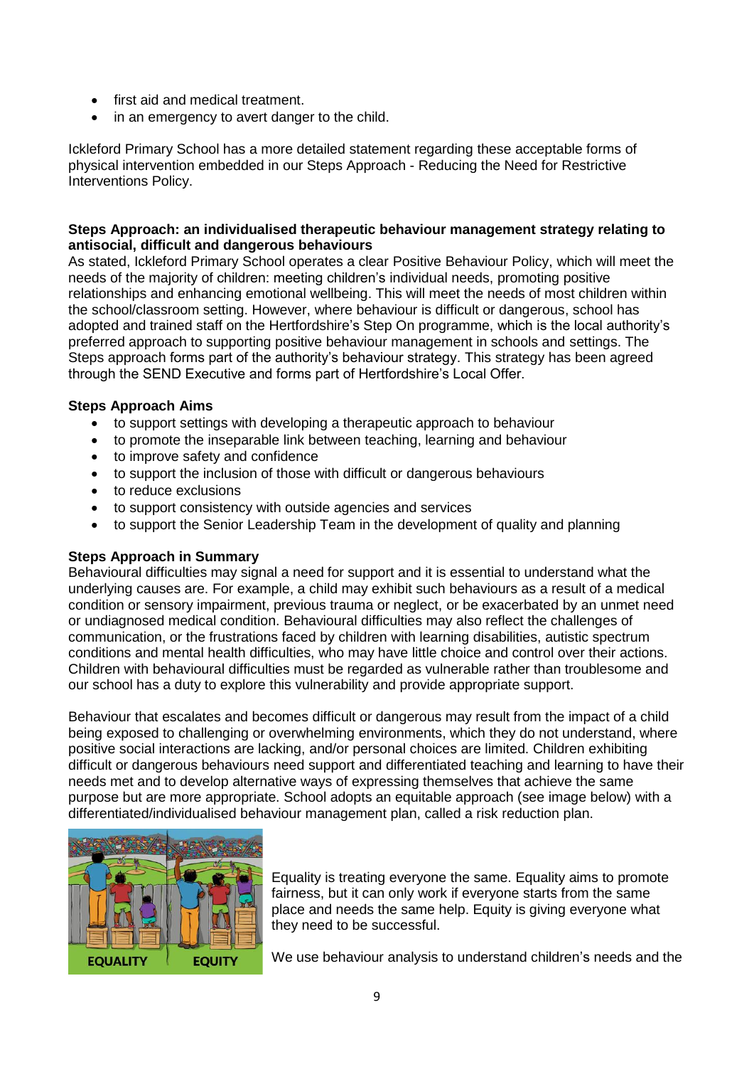- first aid and medical treatment.
- in an emergency to avert danger to the child.

Ickleford Primary School has a more detailed statement regarding these acceptable forms of physical intervention embedded in our Steps Approach - Reducing the Need for Restrictive Interventions Policy.

**Steps Approach: an individualised therapeutic behaviour management strategy relating to antisocial, difficult and dangerous behaviours**

As stated, Ickleford Primary School operates a clear Positive Behaviour Policy, which will meet the needs of the majority of children: meeting children's individual needs, promoting positive relationships and enhancing emotional wellbeing. This will meet the needs of most children within the school/classroom setting. However, where behaviour is difficult or dangerous, school has adopted and trained staff on the Hertfordshire's Step On programme, which is the local authority's preferred approach to supporting positive behaviour management in schools and settings. The Steps approach forms part of the authority's behaviour strategy. This strategy has been agreed through the SEND Executive and forms part of Hertfordshire's Local Offer.

**Steps Approach Aims**

- to support settings with developing a therapeutic approach to behaviour
- to promote the inseparable link between teaching, learning and behaviour
- to improve safety and confidence
- to support the inclusion of those with difficult or dangerous behaviours
- to reduce exclusions
- to support consistency with outside agencies and services
- to support the Senior Leadership Team in the development of quality and planning

**Steps Approach in Summary**

Behavioural difficulties may signal a need for support and it is essential to understand what the underlying causes are. For example, a child may exhibit such behaviours as a result of a medical condition or sensory impairment, previous trauma or neglect, or be exacerbated by an unmet need or undiagnosed medical condition. Behavioural difficulties may also reflect the challenges of communication, or the frustrations faced by children with learning disabilities, autistic spectrum conditions and mental health difficulties, who may have little choice and control over their actions. Children with behavioural difficulties must be regarded as vulnerable rather than troublesome and our school has a duty to explore this vulnerability and provide appropriate support.

Behaviour that escalates and becomes difficult or dangerous may result from the impact of a child being exposed to challenging or overwhelming environments, which they do not understand, where positive social interactions are lacking, and/or personal choices are limited. Children exhibiting difficult or dangerous behaviours need support and differentiated teaching and learning to have their needs met and to develop alternative ways of expressing themselves that achieve the same purpose but are more appropriate. School adopts an equitable approach (see image below) with a differentiated/individualised behaviour management plan, called a risk reduction plan.

EQUALITY EQUITY

Equality is treating everyone the same. Equality aims to promote fairness, but it can only work if everyone starts from the same place and needs the same help. Equity is giving everyone what they need to be successful.

We use behaviour analysis to understand children's needs and the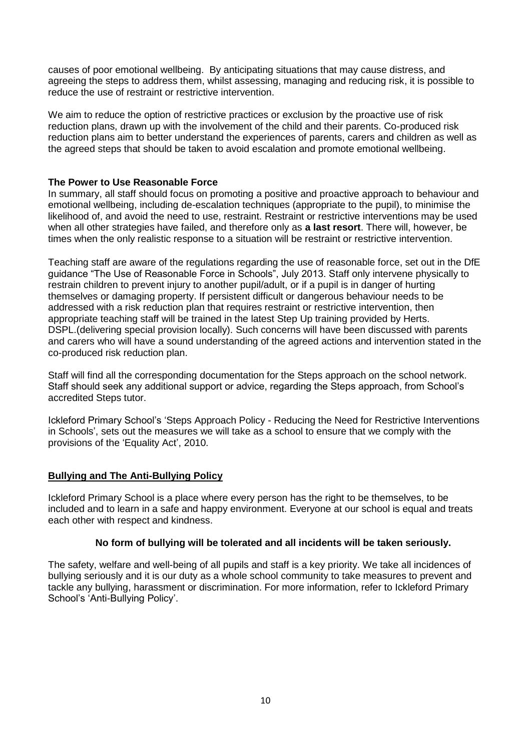causes of poor emotional wellbeing. By anticipating situations that may cause distress, and agreeing the steps to address them, whilst assessing, managing and reducing risk, it is possible to reduce the use of restraint or restrictive intervention.

We aim to reduce the option of restrictive practices or exclusion by the proactive use of risk reduction plans, drawn up with the involvement of the child and their parents. Co-produced risk reduction plans aim to better understand the experiences of parents, carers and children as well as the agreed steps that should be taken to avoid escalation and promote emotional wellbeing.

**The Power to Use Reasonable Force**

In summary, all staff should focus on promoting a positive and proactive approach to behaviour and emotional wellbeing, including de-escalation techniques (appropriate to the pupil), to minimise the likelihood of, and avoid the need to use, restraint. Restraint or restrictive interventions may be used when all other strategies have failed, and therefore only as **a last resort**. There will, however, be times when the only realistic response to a situation will be restraint or restrictive intervention.

Teaching staff are aware of the regulations regarding the use of reasonable force, set out in the DfE guidance "The Use of Reasonable Force in Schools", July 2013. Staff only intervene physically to restrain children to prevent injury to another pupil/adult, or if a pupil is in danger of hurting themselves or damaging property. If persistent difficult or dangerous behaviour needs to be addressed with a risk reduction plan that requires restraint or restrictive intervention, then appropriate teaching staff will be trained in the latest Step Up training provided by Herts. DSPL.(delivering special provision locally). Such concerns will have been discussed with parents and carers who will have a sound understanding of the agreed actions and intervention stated in the co-produced risk reduction plan.

Staff will find all the corresponding documentation for the Steps approach on the school network. Staff should seek any additional support or advice, regarding the Steps approach, from School's accredited Steps tutor.

Ickleford Primary School's 'Steps Approach Policy - Reducing the Need for Restrictive Interventions in Schools', sets out the measures we will take as a school to ensure that we comply with the provisions of the 'Equality Act', 2010.

**Bullying and The Anti-Bullying Policy**

Ickleford Primary School is a place where every person has the right to be themselves, to be included and to learn in a safe and happy environment. Everyone at our school is equal and treats each other with respect and kindness.

**No form of bullying will be tolerated and all incidents will be taken seriously.**

The safety, welfare and well-being of all pupils and staff is a key priority. We take all incidences of bullying seriously and it is our duty as a whole school community to take measures to prevent and tackle any bullying, harassment or discrimination. For more information, refer to Ickleford Primary School's 'Anti-Bullying Policy'.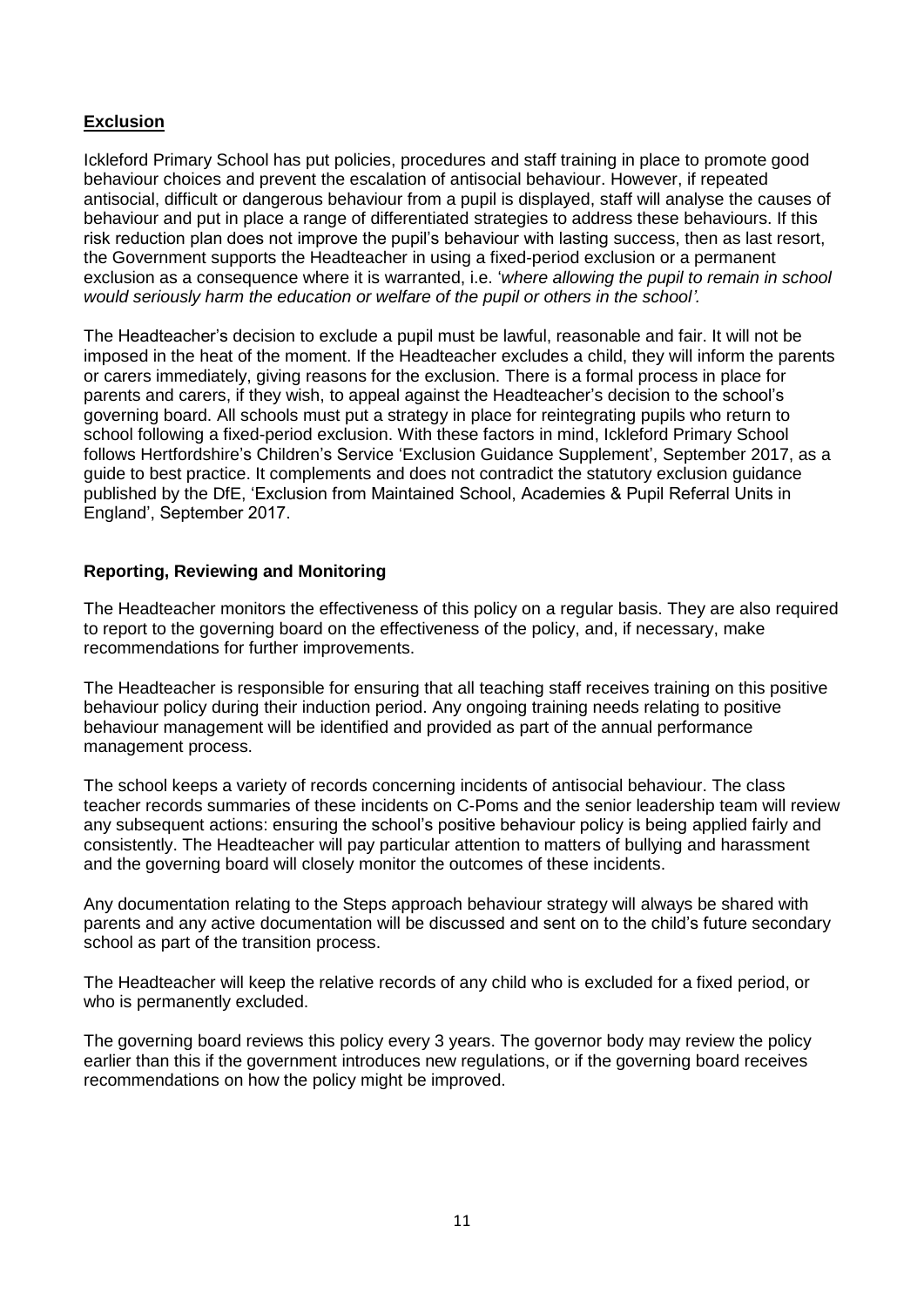## **Exclusion**

Ickleford Primary School has put policies, procedures and staff training in place to promote good behaviour choices and prevent the escalation of antisocial behaviour. However, if repeated antisocial, difficult or dangerous behaviour from a pupil is displayed, staff will analyse the causes of behaviour and put in place a range of differentiated strategies to address these behaviours. If this risk reduction plan does not improve the pupil's behaviour with lasting success, then as last resort, the Government supports the Headteacher in using a fixed-period exclusion or a permanent exclusion as a consequence where it is warranted, i.e. '*where allowing the pupil to remain in school would seriously harm the education or welfare of the pupil or others in the school'.*

The Headteacher's decision to exclude a pupil must be lawful, reasonable and fair. It will not be imposed in the heat of the moment. If the Headteacher excludes a child, they will inform the parents or carers immediately, giving reasons for the exclusion. There is a formal process in place for parents and carers, if they wish, to appeal against the Headteacher's decision to the school's governing board. All schools must put a strategy in place for reintegrating pupils who return to school following a fixed-period exclusion. With these factors in mind, Ickleford Primary School follows Hertfordshire's Children's Service 'Exclusion Guidance Supplement', September 2017, as a guide to best practice. It complements and does not contradict the statutory exclusion guidance published by the DfE, 'Exclusion from Maintained School, Academies & Pupil Referral Units in England', September 2017.

## **Reporting, Reviewing and Monitoring**

The Headteacher monitors the effectiveness of this policy on a regular basis. They are also required to report to the governing board on the effectiveness of the policy, and, if necessary, make recommendations for further improvements.

The Headteacher is responsible for ensuring that all teaching staff receives training on this positive behaviour policy during their induction period. Any ongoing training needs relating to positive behaviour management will be identified and provided as part of the annual performance management process.

The school keeps a variety of records concerning incidents of antisocial behaviour. The class teacher records summaries of these incidents on C-Poms and the senior leadership team will review any subsequent actions: ensuring the school's positive behaviour policy is being applied fairly and consistently. The Headteacher will pay particular attention to matters of bullying and harassment and the governing board will closely monitor the outcomes of these incidents.

Any documentation relating to the Steps approach behaviour strategy will always be shared with parents and any active documentation will be discussed and sent on to the child's future secondary school as part of the transition process.

The Headteacher will keep the relative records of any child who is excluded for a fixed period, or who is permanently excluded.

The governing board reviews this policy every 3 years. The governor body may review the policy earlier than this if the government introduces new regulations, or if the governing board receives recommendations on how the policy might be improved.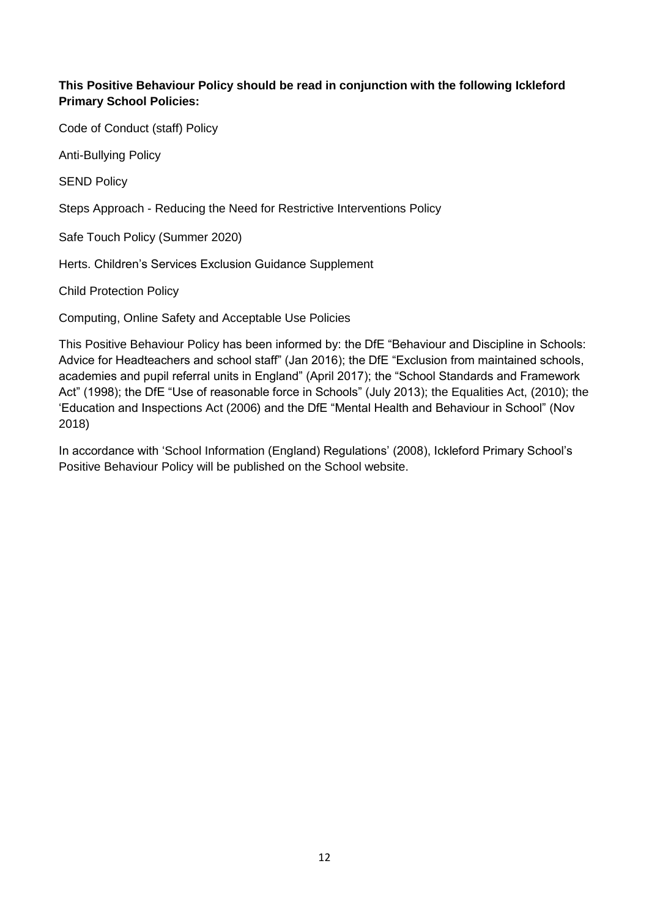**This Positive Behaviour Policy should be read in conjunction with the following Ickleford Primary School Policies:**

Code of Conduct (staff) Policy

Anti-Bullying Policy

SEND Policy

Steps Approach - Reducing the Need for Restrictive Interventions Policy

Safe Touch Policy (Summer 2020)

Herts. Children's Services Exclusion Guidance Supplement

Child Protection Policy

Computing, Online Safety and Acceptable Use Policies

This Positive Behaviour Policy has been informed by: the DfE "Behaviour and Discipline in Schools: Advice for Headteachers and school staff" (Jan 2016); the DfE "Exclusion from maintained schools, academies and pupil referral units in England" (April 2017); the "School Standards and Framework Act" (1998); the DfE "Use of reasonable force in Schools" (July 2013); the Equalities Act, (2010); the 'Education and Inspections Act (2006) and the DfE "Mental Health and Behaviour in School" (Nov 2018)

In accordance with 'School Information (England) Regulations' (2008), Ickleford Primary School's Positive Behaviour Policy will be published on the School website.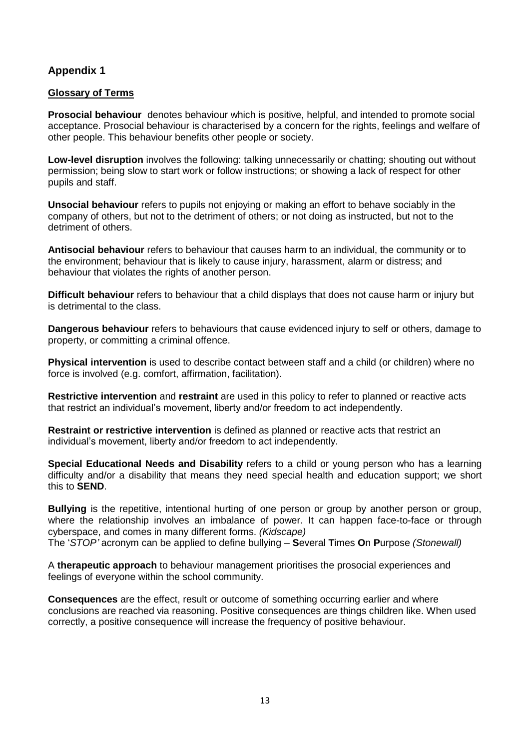## Appendix 1

### Glossary of Terms

**Prosocial behaviour** denotes behaviour which is positive, helpful, and intended to promote social acceptance. Prosocial behaviour is characterised by a concern for the rights, feelings and welfare of other people. This behaviour benefits other people or society.

**Low-level disruption** involves the following: talking unnecessarily or chatting; shouting out without permission; being slow to start work or follow instructions; or showing a lack of respect for other pupils and staff.

**Unsocial behaviour** refers to pupils not enjoying or making an effort to behave sociably in the company of others, but not to the detriment of others; or not doing as instructed, but not to the detriment of others.

**Antisocial behaviour** refers to behaviour that causes harm to an individual, the community or to the environment; behaviour that is likely to cause injury, harassment, alarm or distress; and behaviour that violates the rights of another person.

**Difficult behaviour** refers to behaviour that a child displays that does not cause harm or injury but is detrimental to the class.

**Dangerous behaviour** refers to behaviours that cause evidenced injury to self or others, damage to property, or committing a criminal offence.

**Physical intervention** is used to describe contact between staff and a child (or children) where no force is involved (e.g. comfort, affirmation, facilitation).

**Restrictive intervention** and **restraint** are used in this policy to refer to planned or reactive acts that restrict an individual's movement, liberty and/or freedom to act independently.

**Restraint or restrictive intervention** is defined as planned or reactive acts that restrict an individual's movement, liberty and/or freedom to act independently.

**Special Educational Needs and Disability** refers to a child or young person who has a learning difficulty and/or a disability that means they need special health and education support; we short this to **SEND**.

**Bullying** is the repetitive, intentional hurting of one person or group by another person or group, where the relationship involves an imbalance of power. It can happen face-to-face or through cyberspace, and comes in many different forms. *(Kidscape)*
The '*STOP'* acronym can be applied to define bullying – **S**everal **T**imes **O**n **P**urpose *(Stonewall)*

A **therapeutic approach** to behaviour management prioritises the prosocial experiences and feelings of everyone within the school community.

**Consequences** are the effect, result or outcome of something occurring earlier and where conclusions are reached via reasoning. Positive consequences are things children like. When used correctly, a positive consequence will increase the frequency of positive behaviour.